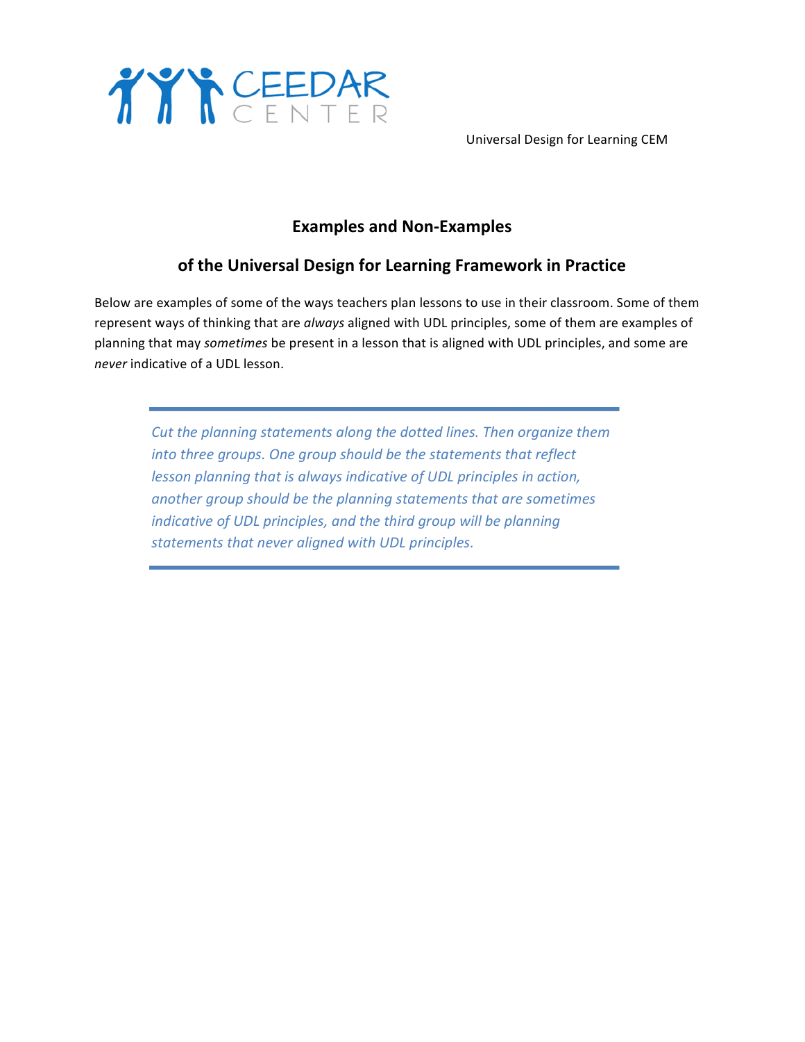Universal Design for Learning CEM

## Examples and Non-Examples

## of the Universal Design for Learning Framework in Practice

Below are examples of some of the ways teachers plan lessons to use in their classroom. Some of them represent ways of thinking that are *always* aligned with UDL principles, some of them are examples of planning that may *sometimes* be present in a lesson that is aligned with UDL principles, and some are *never* indicative of a UDL lesson.

---

*Cut the planning statements along the dotted lines. Then organize them into three groups. One group should be the statements that reflect lesson planning that is always indicative of UDL principles in action, another group should be the planning statements that are sometimes indicative of UDL principles, and the third group will be planning statements that never aligned with UDL principles.*

---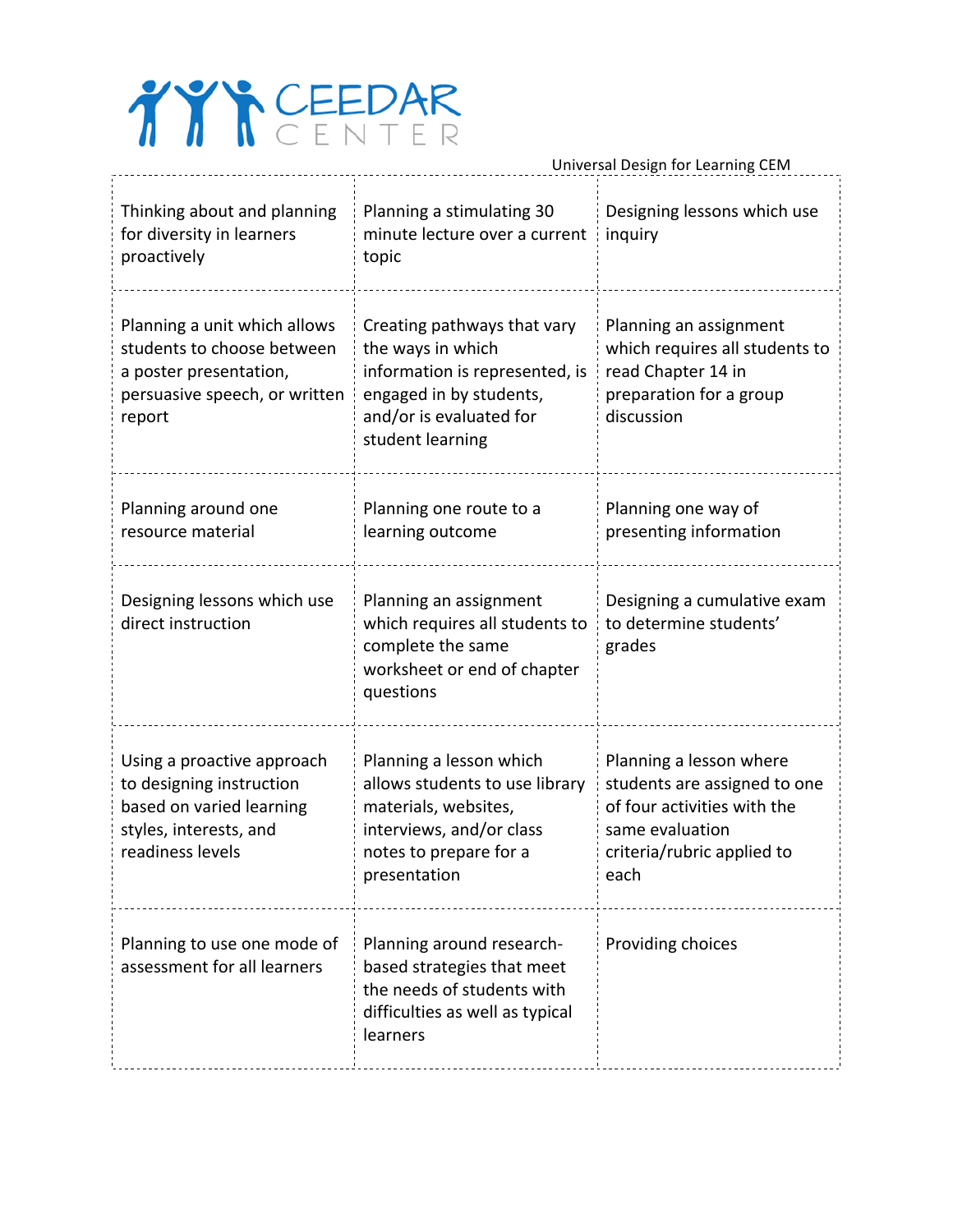CEEDAR CENTER

Universal Design for Learning CEM

| | | |
|---|---|---|
| Thinking about and planning for diversity in learners proactively | Planning a stimulating 30 minute lecture over a current topic | Designing lessons which use inquiry |
| Planning a unit which allows students to choose between a poster presentation, persuasive speech, or written report | Creating pathways that vary the ways in which information is represented, is engaged in by students, and/or is evaluated for student learning | Planning an assignment which requires all students to read Chapter 14 in preparation for a group discussion |
| Planning around one resource material | Planning one route to a learning outcome | Planning one way of presenting information |
| Designing lessons which use direct instruction | Planning an assignment which requires all students to complete the same worksheet or end of chapter questions | Designing a cumulative exam to determine students' grades |
| Using a proactive approach to designing instruction based on varied learning styles, interests, and readiness levels | Planning a lesson which allows students to use library materials, websites, interviews, and/or class notes to prepare for a presentation | Planning a lesson where students are assigned to one of four activities with the same evaluation criteria/rubric applied to each |
| Planning to use one mode of assessment for all learners | Planning around research-based strategies that meet the needs of students with difficulties as well as typical learners | Providing choices |